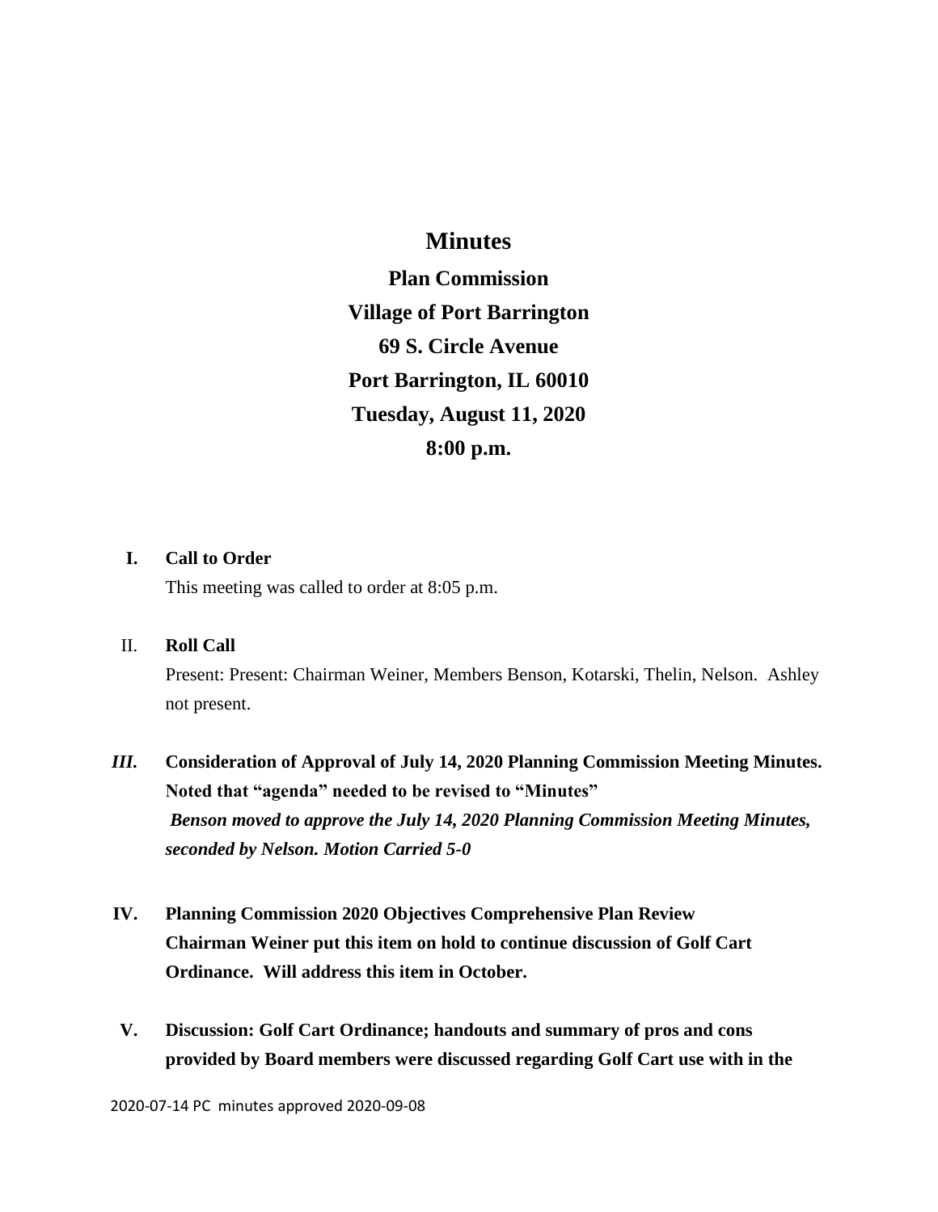# Minutes

## Plan Commission
## Village of Port Barrington
## 69 S. Circle Avenue
## Port Barrington, IL 60010
## Tuesday, August 11, 2020
## 8:00 p.m.

**I. Call to Order**

This meeting was called to order at 8:05 p.m.

**II. Roll Call**

Present: Present: Chairman Weiner, Members Benson, Kotarski, Thelin, Nelson. Ashley not present.

***III.*** **Consideration of Approval of July 14, 2020 Planning Commission Meeting Minutes. Noted that "agenda" needed to be revised to "Minutes"**

***Benson moved to approve the July 14, 2020 Planning Commission Meeting Minutes, seconded by Nelson. Motion Carried 5-0***

**IV. Planning Commission 2020 Objectives Comprehensive Plan Review**
**Chairman Weiner put this item on hold to continue discussion of Golf Cart Ordinance. Will address this item in October.**

**V. Discussion: Golf Cart Ordinance; handouts and summary of pros and cons provided by Board members were discussed regarding Golf Cart use with in the**

2020-07-14 PC minutes approved 2020-09-08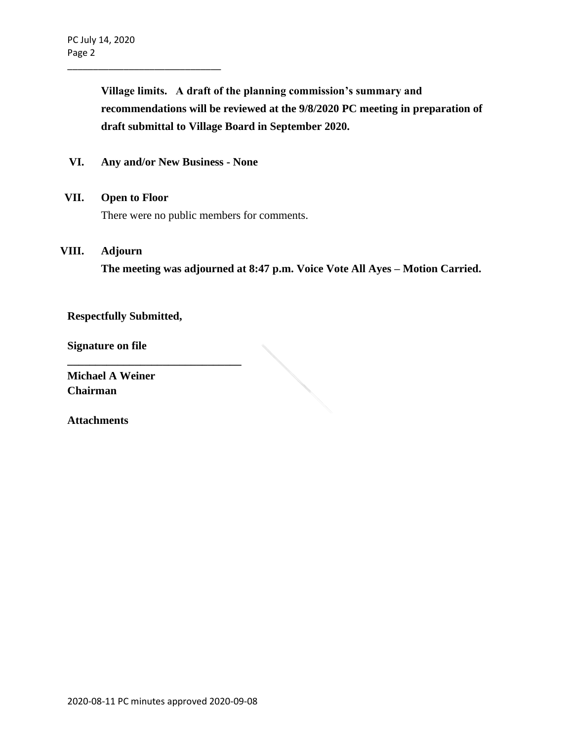**Village limits. A draft of the planning commission's summary and recommendations will be reviewed at the 9/8/2020 PC meeting in preparation of draft submittal to Village Board in September 2020.**

**VI. Any and/or New Business - None**

**VII. Open to Floor**

There were no public members for comments.

**VIII. Adjourn**

**The meeting was adjourned at 8:47 p.m. Voice Vote All Ayes – Motion Carried.**

**Respectfully Submitted,**

**Signature on file**

**______________________________**

**Michael A Weiner**
**Chairman**

**Attachments**

2020-08-11 PC minutes approved 2020-09-08